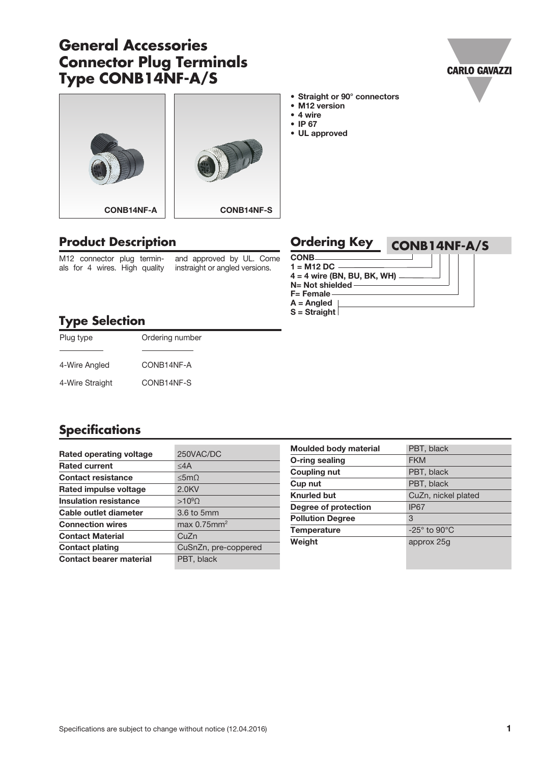# General Accessories
# Connector Plug Terminals
# Type CONB14NF-A/S

CONB14NF-A

CONB14NF-S

- Straight or 90° connectors
- M12 version
- 4 wire
- IP 67
- UL approved

## Product Description

M12 connector plug terminals for 4 wires. High quality and approved by UL. Come instraight or angled versions.

## Ordering Key

**CONB14NF-A/S**

**CONB**
**1 = M12 DC**
**4 = 4 wire (BN, BU, BK, WH)**
**N= Not shielded**
**F= Female**
**A = Angled**
**S = Straight**

## Type Selection

| Plug type | Ordering number |
|---|---|
| 4-Wire Angled | CONB14NF-A |
| 4-Wire Straight | CONB14NF-S |

## Specifications

| | |
|---|---|
| **Rated operating voltage** | 250VAC/DC |
| **Rated current** | ≤4A |
| **Contact resistance** | ≤5mΩ |
| **Rated impulse voltage** | 2.0KV |
| **Insulation resistance** | $>10^9\Omega$ |
| **Cable outlet diameter** | 3.6 to 5mm |
| **Connection wires** | max $0.75mm^2$ |
| **Contact Material** | CuZn |
| **Contact plating** | CuSnZn, pre-coppered |
| **Contact bearer material** | PBT, black |
| **Moulded body material** | PBT, black |
| **O-ring sealing** | FKM |
| **Coupling nut** | PBT, black |
| **Cup nut** | PBT, black |
| **Knurled but** | CuZn, nickel plated |
| **Degree of protection** | IP67 |
| **Pollution Degree** | 3 |
| **Temperature** | -25° to 90°C |
| **Weight** | approx 25g |

Specifications are subject to change without notice (12.04.2016)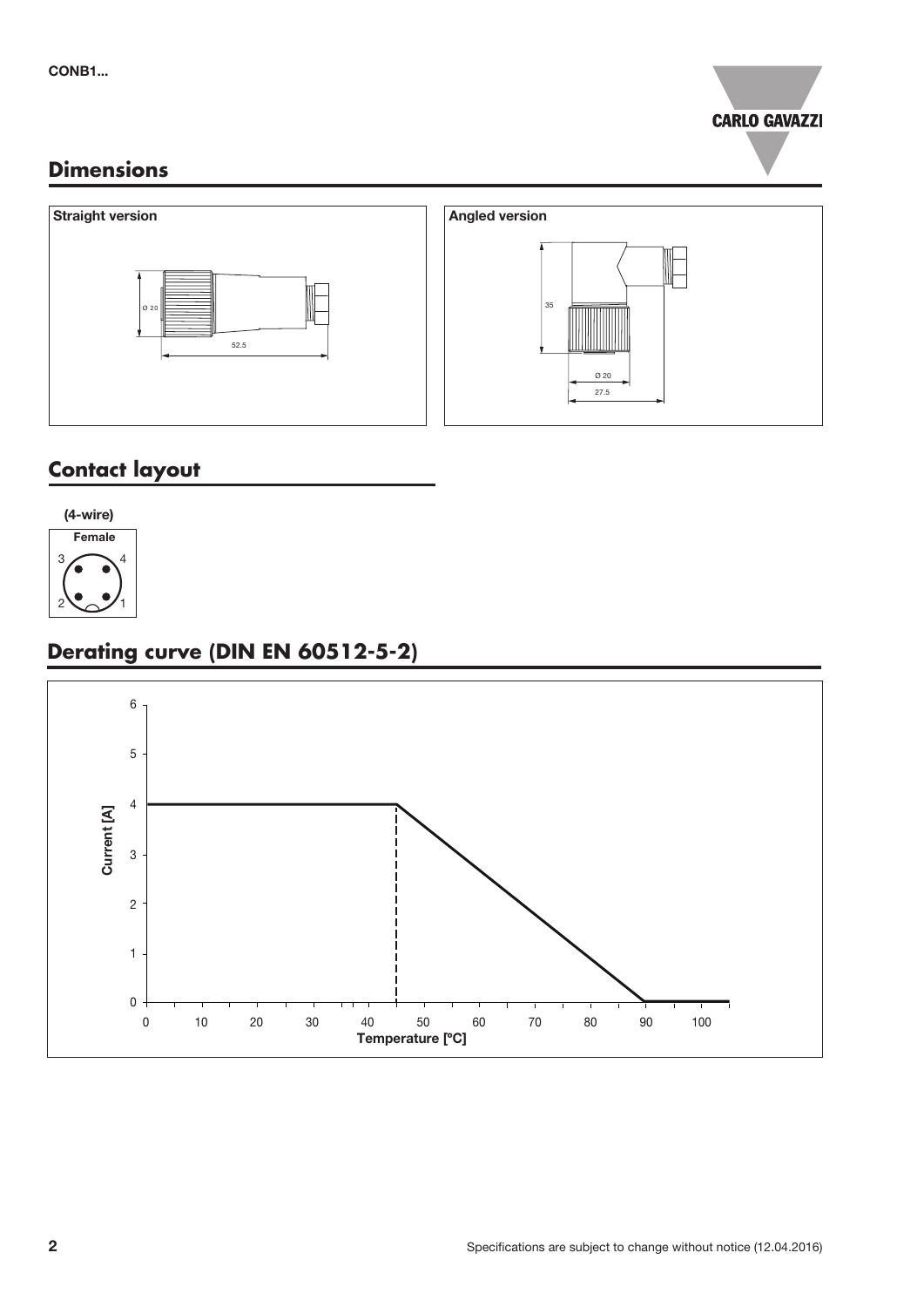## Dimensions

**Straight version**

Ø 20

52.5

**Angled version**

35

Ø 20

27.5

## Contact layout

**(4-wire)**

**Female**

3 4

2 1

## Derating curve (DIN EN 60512-5-2)

Current [A]

0
1
2
3
4
5
6

Temperature [ºC]

0 10 20 30 40 50 60 70 80 90 100

Specifications are subject to change without notice (12.04.2016)